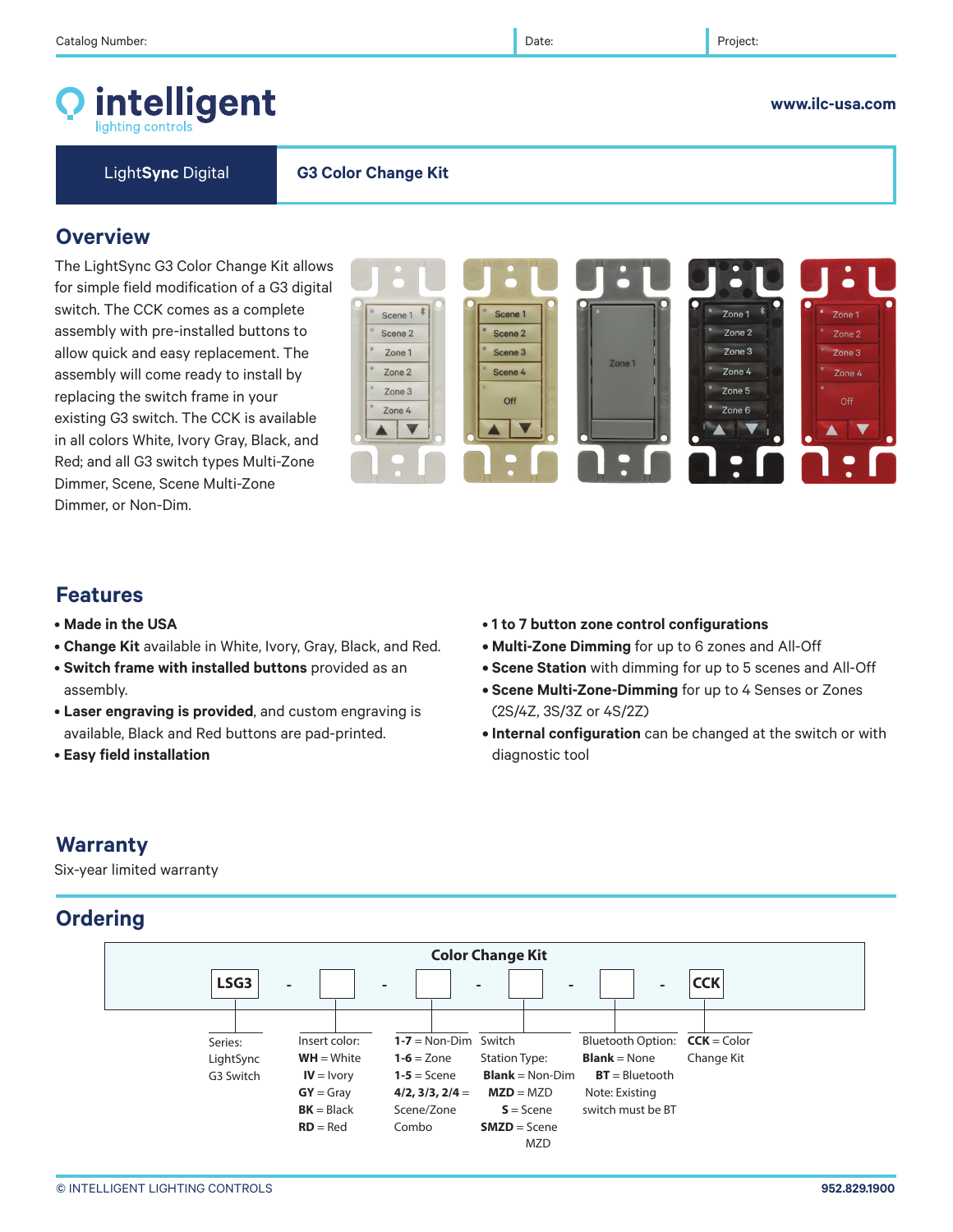Catalog Number: | Date: | Project:

**intelligent** lighting controls

www.ilc-usa.com

**LightSync Digital** | **G3 Color Change Kit**

## Overview

The LightSync G3 Color Change Kit allows for simple field modification of a G3 digital switch. The CCK comes as a complete assembly with pre-installed buttons to allow quick and easy replacement. The assembly will come ready to install by replacing the switch frame in your existing G3 switch. The CCK is available in all colors White, Ivory Gray, Black, and Red; and all G3 switch types Multi-Zone Dimmer, Scene, Scene Multi-Zone Dimmer, or Non-Dim.

## Features

- **Made in the USA**
- **Change Kit** available in White, Ivory, Gray, Black, and Red.
- **Switch frame with installed buttons** provided as an assembly.
- **Laser engraving is provided**, and custom engraving is available, Black and Red buttons are pad-printed.
- **Easy field installation**
- **1 to 7 button zone control configurations**
- **Multi-Zone Dimming** for up to 6 zones and All-Off
- **Scene Station** with dimming for up to 5 scenes and All-Off
- **Scene Multi-Zone-Dimming** for up to 4 Senses or Zones (2S/4Z, 3S/3Z or 4S/2Z)
- **Internal configuration** can be changed at the switch or with diagnostic tool

## Warranty

Six-year limited warranty

## Ordering

**Color Change Kit**

| LSG3 | - | ☐ | - | ☐ | - | ☐ | - | ☐ | - | CCK |
|---|---|---|---|---|---|---|---|---|---|---|

| Series | Insert color | Buttons | Switch Station Type | Bluetooth Option | CCK |
|---|---|---|---|---|---|
| Series: LightSync G3 Switch | Insert color: **WH** = White, **IV** = Ivory, **GY** = Gray, **BK** = Black, **RD** = Red | **1-7** = Non-Dim, **1-6** = Zone, **1-5** = Scene, **4/2, 3/3, 2/4** = Scene/Zone Combo | Switch Station Type: **Blank** = Non-Dim, **MZD** = MZD, **S** = Scene, **SMZD** = Scene MZD | Bluetooth Option: **Blank** = None, **BT** = Bluetooth. Note: Existing switch must be BT | **CCK** = Color Change Kit |

© INTELLIGENT LIGHTING CONTROLS | 952.829.1900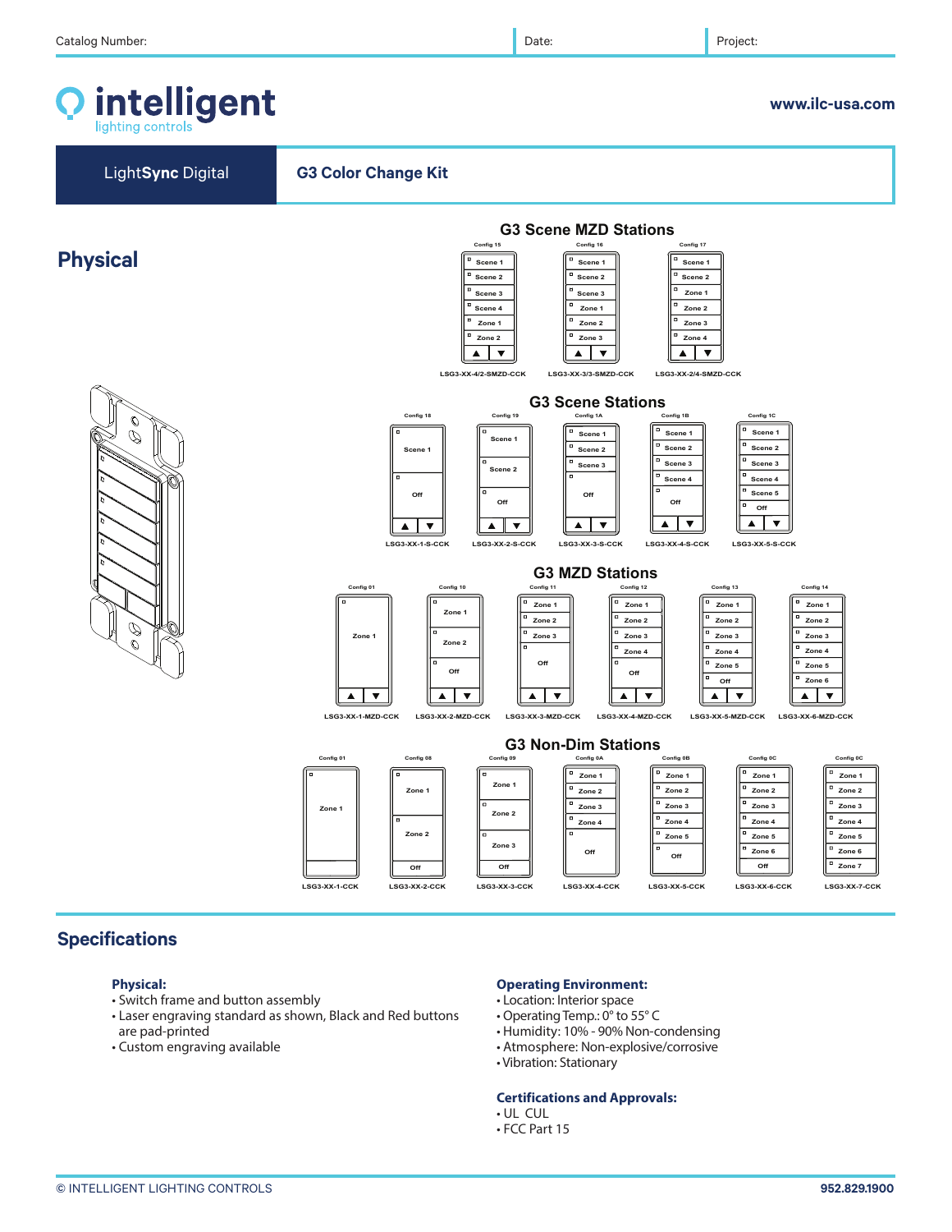Catalog Number: | Date: | Project:

**intelligent** lighting controls

www.ilc-usa.com

LightSync Digital

## G3 Color Change Kit

## Physical

### G3 Scene MZD Stations

Config 15
Scene 1
Scene 2
Scene 3
Scene 4
Zone 1
Zone 2
LSG3-XX-4/2-SMZD-CCK

Config 16
Scene 1
Scene 2
Scene 3
Zone 1
Zone 2
Zone 3
LSG3-XX-3/3-SMZD-CCK

Config 17
Scene 1
Scene 2
Zone 1
Zone 2
Zone 3
Zone 4
LSG3-XX-2/4-SMZD-CCK

### G3 Scene Stations

Config 18
Scene 1
Off
LSG3-XX-1-S-CCK

Config 19
Scene 1
Scene 2
Off
LSG3-XX-2-S-CCK

Config 1A
Scene 1
Scene 2
Scene 3
Off
LSG3-XX-3-S-CCK

Config 1B
Scene 1
Scene 2
Scene 3
Scene 4
Off
LSG3-XX-4-S-CCK

Config 1C
Scene 1
Scene 2
Scene 3
Scene 4
Scene 5
Off
LSG3-XX-5-S-CCK

### G3 MZD Stations

Config 01
Zone 1
LSG3-XX-1-MZD-CCK

Config 10
Zone 1
Zone 2
Off
LSG3-XX-2-MZD-CCK

Config 11
Zone 1
Zone 2
Zone 3
Off
LSG3-XX-3-MZD-CCK

Config 12
Zone 1
Zone 2
Zone 3
Zone 4
Off
LSG3-XX-4-MZD-CCK

Config 13
Zone 1
Zone 2
Zone 3
Zone 4
Zone 5
Off
LSG3-XX-5-MZD-CCK

Config 14
Zone 1
Zone 2
Zone 3
Zone 4
Zone 5
Zone 6
LSG3-XX-6-MZD-CCK

### G3 Non-Dim Stations

Config 01
Zone 1
LSG3-XX-1-CCK

Config 08
Zone 1
Zone 2
Off
LSG3-XX-2-CCK

Config 09
Zone 1
Zone 2
Zone 3
Off
LSG3-XX-3-CCK

Config 0A
Zone 1
Zone 2
Zone 3
Zone 4
Off
LSG3-XX-4-CCK

Config 0B
Zone 1
Zone 2
Zone 3
Zone 4
Zone 5
Off
LSG3-XX-5-CCK

Config 0C
Zone 1
Zone 2
Zone 3
Zone 4
Zone 5
Zone 6
Off
LSG3-XX-6-CCK

Config 0C
Zone 1
Zone 2
Zone 3
Zone 4
Zone 5
Zone 6
Zone 7
LSG3-XX-7-CCK

## Specifications

**Physical:**

- Switch frame and button assembly
- Laser engraving standard as shown, Black and Red buttons are pad-printed
- Custom engraving available

**Operating Environment:**

- Location: Interior space
- Operating Temp.: 0° to 55° C
- Humidity: 10% - 90% Non-condensing
- Atmosphere: Non-explosive/corrosive
- Vibration: Stationary

**Certifications and Approvals:**

- UL CUL
- FCC Part 15

© INTELLIGENT LIGHTING CONTROLS | 952.829.1900